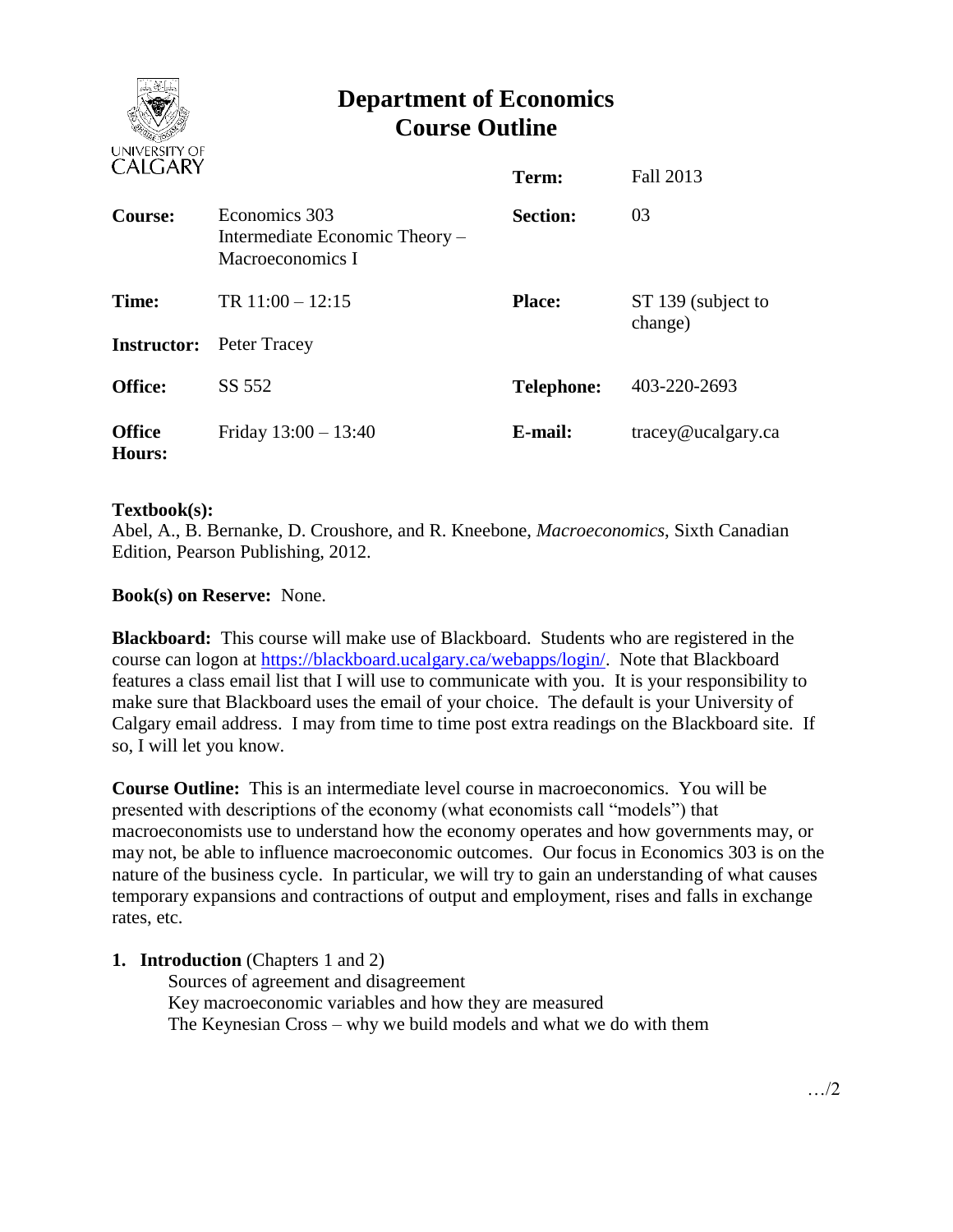# Department of Economics
# Course Outline

| | | | |
|---|---|---|---|
| | | **Term:** | Fall 2013 |
| **Course:** | Economics 303 Intermediate Economic Theory – Macroeconomics I | **Section:** | 03 |
| **Time:** | TR 11:00 – 12:15 | **Place:** | ST 139 (subject to change) |
| **Instructor:** | Peter Tracey | | |
| **Office:** | SS 552 | **Telephone:** | 403-220-2693 |
| **Office Hours:** | Friday 13:00 – 13:40 | **E-mail:** | tracey@ucalgary.ca |

**Textbook(s):**
Abel, A., B. Bernanke, D. Croushore, and R. Kneebone, *Macroeconomics*, Sixth Canadian Edition, Pearson Publishing, 2012.

**Book(s) on Reserve:** None.

**Blackboard:** This course will make use of Blackboard. Students who are registered in the course can logon at https://blackboard.ucalgary.ca/webapps/login/. Note that Blackboard features a class email list that I will use to communicate with you. It is your responsibility to make sure that Blackboard uses the email of your choice. The default is your University of Calgary email address. I may from time to time post extra readings on the Blackboard site. If so, I will let you know.

**Course Outline:** This is an intermediate level course in macroeconomics. You will be presented with descriptions of the economy (what economists call "models") that macroeconomists use to understand how the economy operates and how governments may, or may not, be able to influence macroeconomic outcomes. Our focus in Economics 303 is on the nature of the business cycle. In particular, we will try to gain an understanding of what causes temporary expansions and contractions of output and employment, rises and falls in exchange rates, etc.

1. **Introduction** (Chapters 1 and 2)
   - Sources of agreement and disagreement
   - Key macroeconomic variables and how they are measured
   - The Keynesian Cross – why we build models and what we do with them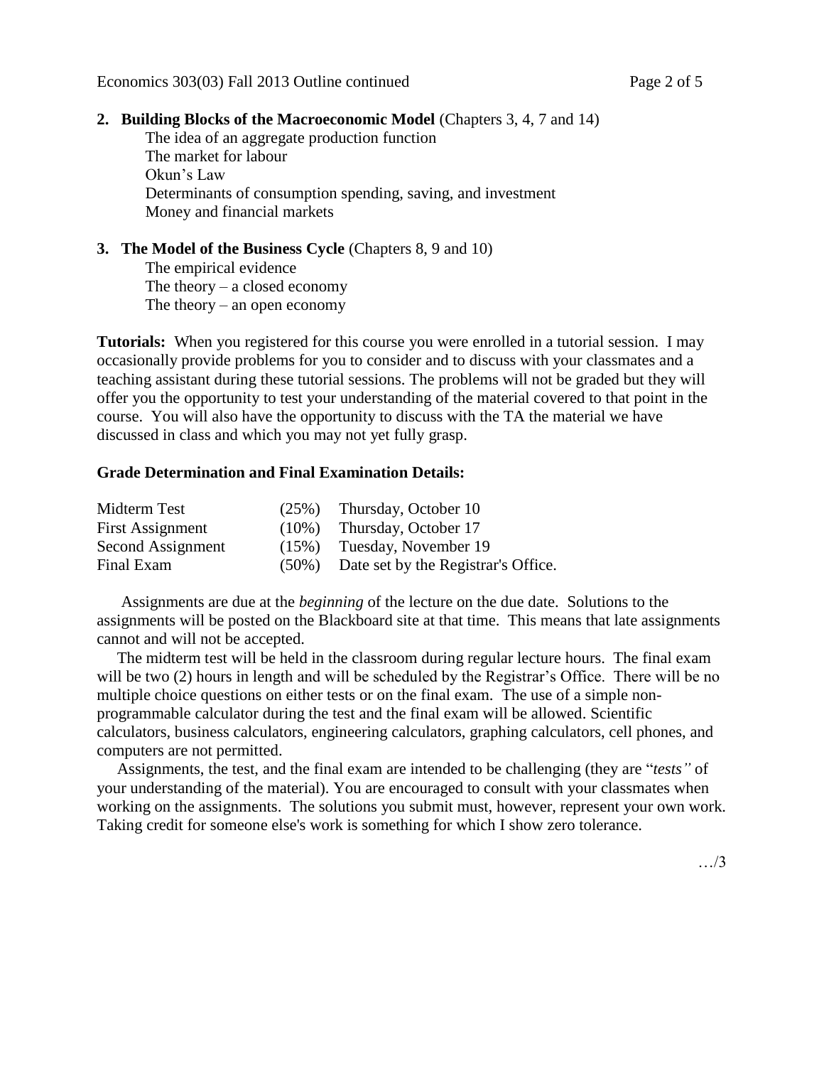**2. Building Blocks of the Macroeconomic Model** (Chapters 3, 4, 7 and 14)

- The idea of an aggregate production function
- The market for labour
- Okun's Law
- Determinants of consumption spending, saving, and investment
- Money and financial markets

**3. The Model of the Business Cycle** (Chapters 8, 9 and 10)

- The empirical evidence
- The theory – a closed economy
- The theory – an open economy

**Tutorials:** When you registered for this course you were enrolled in a tutorial session. I may occasionally provide problems for you to consider and to discuss with your classmates and a teaching assistant during these tutorial sessions. The problems will not be graded but they will offer you the opportunity to test your understanding of the material covered to that point in the course. You will also have the opportunity to discuss with the TA the material we have discussed in class and which you may not yet fully grasp.

**Grade Determination and Final Examination Details:**

| | | |
|---|---|---|
| Midterm Test | (25%) | Thursday, October 10 |
| First Assignment | (10%) | Thursday, October 17 |
| Second Assignment | (15%) | Tuesday, November 19 |
| Final Exam | (50%) | Date set by the Registrar's Office. |

Assignments are due at the *beginning* of the lecture on the due date. Solutions to the assignments will be posted on the Blackboard site at that time. This means that late assignments cannot and will not be accepted.

The midterm test will be held in the classroom during regular lecture hours. The final exam will be two (2) hours in length and will be scheduled by the Registrar's Office. There will be no multiple choice questions on either tests or on the final exam. The use of a simple non-programmable calculator during the test and the final exam will be allowed. Scientific calculators, business calculators, engineering calculators, graphing calculators, cell phones, and computers are not permitted.

Assignments, the test, and the final exam are intended to be challenging (they are "*tests"* of your understanding of the material). You are encouraged to consult with your classmates when working on the assignments. The solutions you submit must, however, represent your own work. Taking credit for someone else's work is something for which I show zero tolerance.

…/3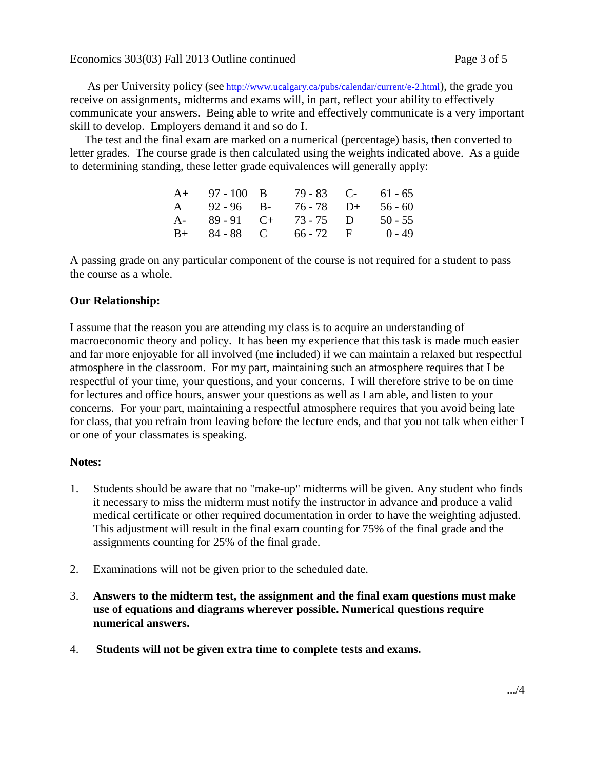As per University policy (see http://www.ucalgary.ca/pubs/calendar/current/e-2.html), the grade you receive on assignments, midterms and exams will, in part, reflect your ability to effectively communicate your answers. Being able to write and effectively communicate is a very important skill to develop. Employers demand it and so do I.

The test and the final exam are marked on a numerical (percentage) basis, then converted to letter grades. The course grade is then calculated using the weights indicated above. As a guide to determining standing, these letter grade equivalences will generally apply:

| | | | | | |
|---|---|---|---|---|---|
| A+ | 97 - 100 | B | 79 - 83 | C- | 61 - 65 |
| A | 92 - 96 | B- | 76 - 78 | D+ | 56 - 60 |
| A- | 89 - 91 | C+ | 73 - 75 | D | 50 - 55 |
| B+ | 84 - 88 | C | 66 - 72 | F | 0 - 49 |

A passing grade on any particular component of the course is not required for a student to pass the course as a whole.

**Our Relationship:**

I assume that the reason you are attending my class is to acquire an understanding of macroeconomic theory and policy. It has been my experience that this task is made much easier and far more enjoyable for all involved (me included) if we can maintain a relaxed but respectful atmosphere in the classroom. For my part, maintaining such an atmosphere requires that I be respectful of your time, your questions, and your concerns. I will therefore strive to be on time for lectures and office hours, answer your questions as well as I am able, and listen to your concerns. For your part, maintaining a respectful atmosphere requires that you avoid being late for class, that you refrain from leaving before the lecture ends, and that you not talk when either I or one of your classmates is speaking.

**Notes:**

1. Students should be aware that no "make-up" midterms will be given. Any student who finds it necessary to miss the midterm must notify the instructor in advance and produce a valid medical certificate or other required documentation in order to have the weighting adjusted. This adjustment will result in the final exam counting for 75% of the final grade and the assignments counting for 25% of the final grade.

2. Examinations will not be given prior to the scheduled date.

3. **Answers to the midterm test, the assignment and the final exam questions must make use of equations and diagrams wherever possible. Numerical questions require numerical answers.**

4. **Students will not be given extra time to complete tests and exams.**

.../4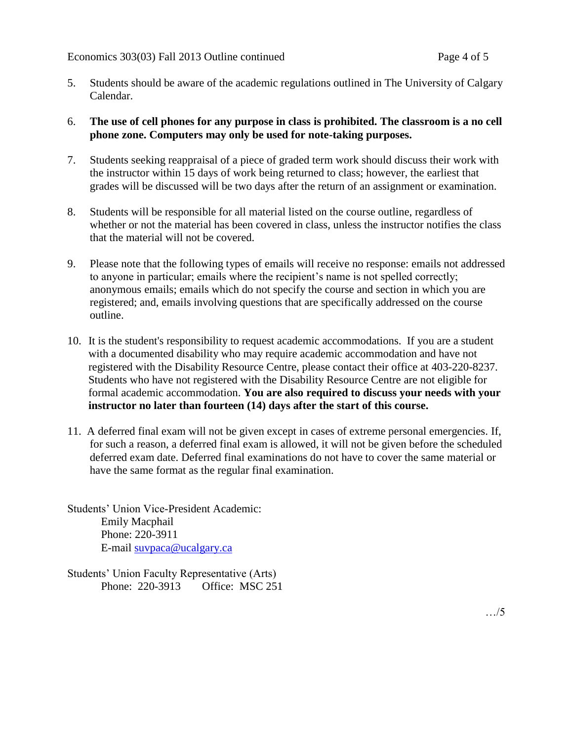5. Students should be aware of the academic regulations outlined in The University of Calgary Calendar.

6. **The use of cell phones for any purpose in class is prohibited. The classroom is a no cell phone zone. Computers may only be used for note-taking purposes.**

7. Students seeking reappraisal of a piece of graded term work should discuss their work with the instructor within 15 days of work being returned to class; however, the earliest that grades will be discussed will be two days after the return of an assignment or examination.

8. Students will be responsible for all material listed on the course outline, regardless of whether or not the material has been covered in class, unless the instructor notifies the class that the material will not be covered.

9. Please note that the following types of emails will receive no response: emails not addressed to anyone in particular; emails where the recipient's name is not spelled correctly; anonymous emails; emails which do not specify the course and section in which you are registered; and, emails involving questions that are specifically addressed on the course outline.

10. It is the student's responsibility to request academic accommodations. If you are a student with a documented disability who may require academic accommodation and have not registered with the Disability Resource Centre, please contact their office at 403-220-8237. Students who have not registered with the Disability Resource Centre are not eligible for formal academic accommodation. **You are also required to discuss your needs with your instructor no later than fourteen (14) days after the start of this course.**

11. A deferred final exam will not be given except in cases of extreme personal emergencies. If, for such a reason, a deferred final exam is allowed, it will not be given before the scheduled deferred exam date. Deferred final examinations do not have to cover the same material or have the same format as the regular final examination.

Students' Union Vice-President Academic:
Emily Macphail
Phone: 220-3911
E-mail suvpaca@ucalgary.ca

Students' Union Faculty Representative (Arts)
Phone: 220-3913 Office: MSC 251

…/5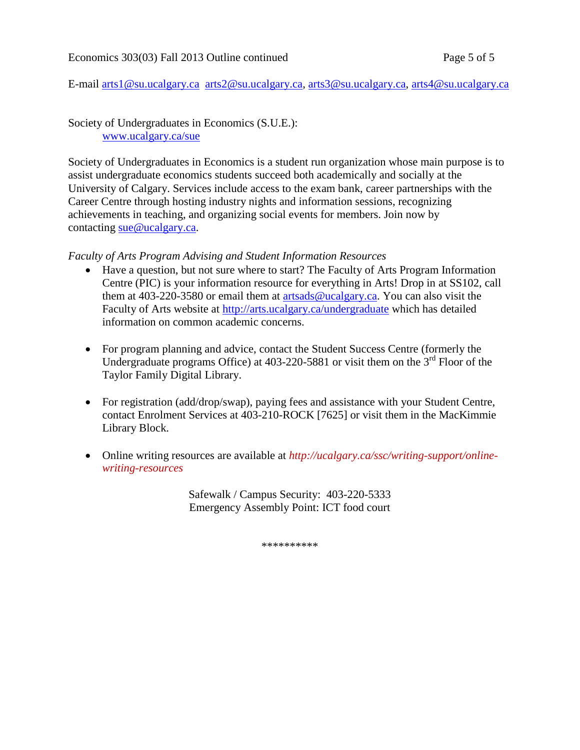E-mail arts1@su.ucalgary.ca  arts2@su.ucalgary.ca, arts3@su.ucalgary.ca, arts4@su.ucalgary.ca

Society of Undergraduates in Economics (S.U.E.):
www.ucalgary.ca/sue

Society of Undergraduates in Economics is a student run organization whose main purpose is to assist undergraduate economics students succeed both academically and socially at the University of Calgary. Services include access to the exam bank, career partnerships with the Career Centre through hosting industry nights and information sessions, recognizing achievements in teaching, and organizing social events for members. Join now by contacting sue@ucalgary.ca.

*Faculty of Arts Program Advising and Student Information Resources*

- Have a question, but not sure where to start? The Faculty of Arts Program Information Centre (PIC) is your information resource for everything in Arts! Drop in at SS102, call them at 403-220-3580 or email them at artsads@ucalgary.ca. You can also visit the Faculty of Arts website at http://arts.ucalgary.ca/undergraduate which has detailed information on common academic concerns.

- For program planning and advice, contact the Student Success Centre (formerly the Undergraduate programs Office) at 403-220-5881 or visit them on the 3rd Floor of the Taylor Family Digital Library.

- For registration (add/drop/swap), paying fees and assistance with your Student Centre, contact Enrolment Services at 403-210-ROCK [7625] or visit them in the MacKimmie Library Block.

- Online writing resources are available at *http://ucalgary.ca/ssc/writing-support/online-writing-resources*

Safewalk / Campus Security: 403-220-5333
Emergency Assembly Point: ICT food court

**********